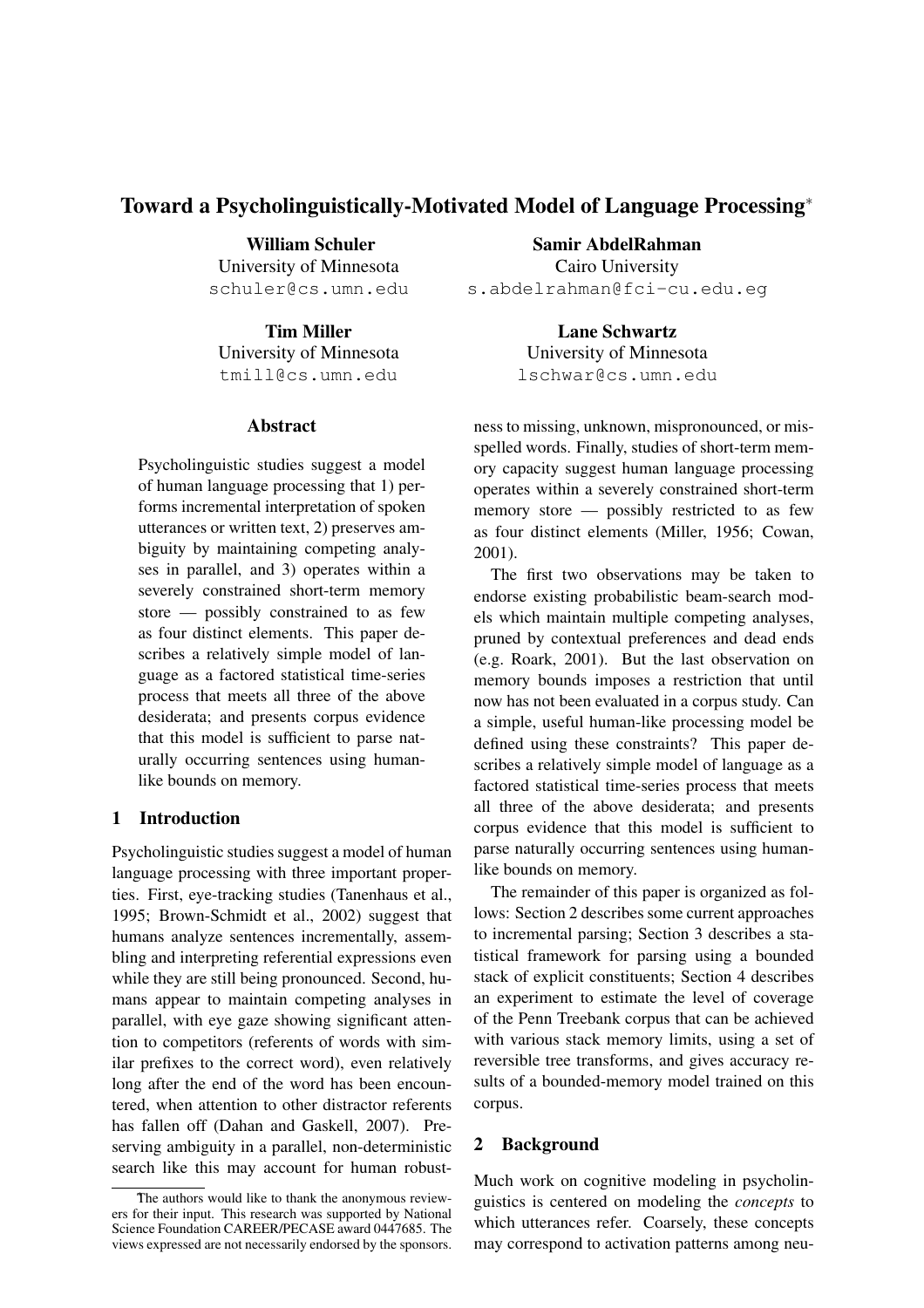# Toward a Psycholinguistically-Motivated Model of Language Processing*

**William Schuler**
University of Minnesota
schuler@cs.umn.edu

**Samir AbdelRahman**
Cairo University
s.abdelrahman@fci-cu.edu.eg

**Tim Miller**
University of Minnesota
tmill@cs.umn.edu

**Lane Schwartz**
University of Minnesota
lschwar@cs.umn.edu

## Abstract

Psycholinguistic studies suggest a model of human language processing that 1) performs incremental interpretation of spoken utterances or written text, 2) preserves ambiguity by maintaining competing analyses in parallel, and 3) operates within a severely constrained short-term memory store — possibly constrained to as few as four distinct elements. This paper describes a relatively simple model of language as a factored statistical time-series process that meets all three of the above desiderata; and presents corpus evidence that this model is sufficient to parse naturally occurring sentences using human-like bounds on memory.

## 1 Introduction

Psycholinguistic studies suggest a model of human language processing with three important properties. First, eye-tracking studies (Tanenhaus et al., 1995; Brown-Schmidt et al., 2002) suggest that humans analyze sentences incrementally, assembling and interpreting referential expressions even while they are still being pronounced. Second, humans appear to maintain competing analyses in parallel, with eye gaze showing significant attention to competitors (referents of words with similar prefixes to the correct word), even relatively long after the end of the word has been encountered, when attention to other distractor referents has fallen off (Dahan and Gaskell, 2007). Preserving ambiguity in a parallel, non-deterministic search like this may account for human robustness to missing, unknown, mispronounced, or misspelled words. Finally, studies of short-term memory capacity suggest human language processing operates within a severely constrained short-term memory store — possibly restricted to as few as four distinct elements (Miller, 1956; Cowan, 2001).

The first two observations may be taken to endorse existing probabilistic beam-search models which maintain multiple competing analyses, pruned by contextual preferences and dead ends (e.g. Roark, 2001). But the last observation on memory bounds imposes a restriction that until now has not been evaluated in a corpus study. Can a simple, useful human-like processing model be defined using these constraints? This paper describes a relatively simple model of language as a factored statistical time-series process that meets all three of the above desiderata; and presents corpus evidence that this model is sufficient to parse naturally occurring sentences using human-like bounds on memory.

The remainder of this paper is organized as follows: Section 2 describes some current approaches to incremental parsing; Section 3 describes a statistical framework for parsing using a bounded stack of explicit constituents; Section 4 describes an experiment to estimate the level of coverage of the Penn Treebank corpus that can be achieved with various stack memory limits, using a set of reversible tree transforms, and gives accuracy results of a bounded-memory model trained on this corpus.

## 2 Background

Much work on cognitive modeling in psycholinguistics is centered on modeling the *concepts* to which utterances refer. Coarsely, these concepts may correspond to activation patterns among neu-

---

*The authors would like to thank the anonymous reviewers for their input. This research was supported by National Science Foundation CAREER/PECASE award 0447685. The views expressed are not necessarily endorsed by the sponsors.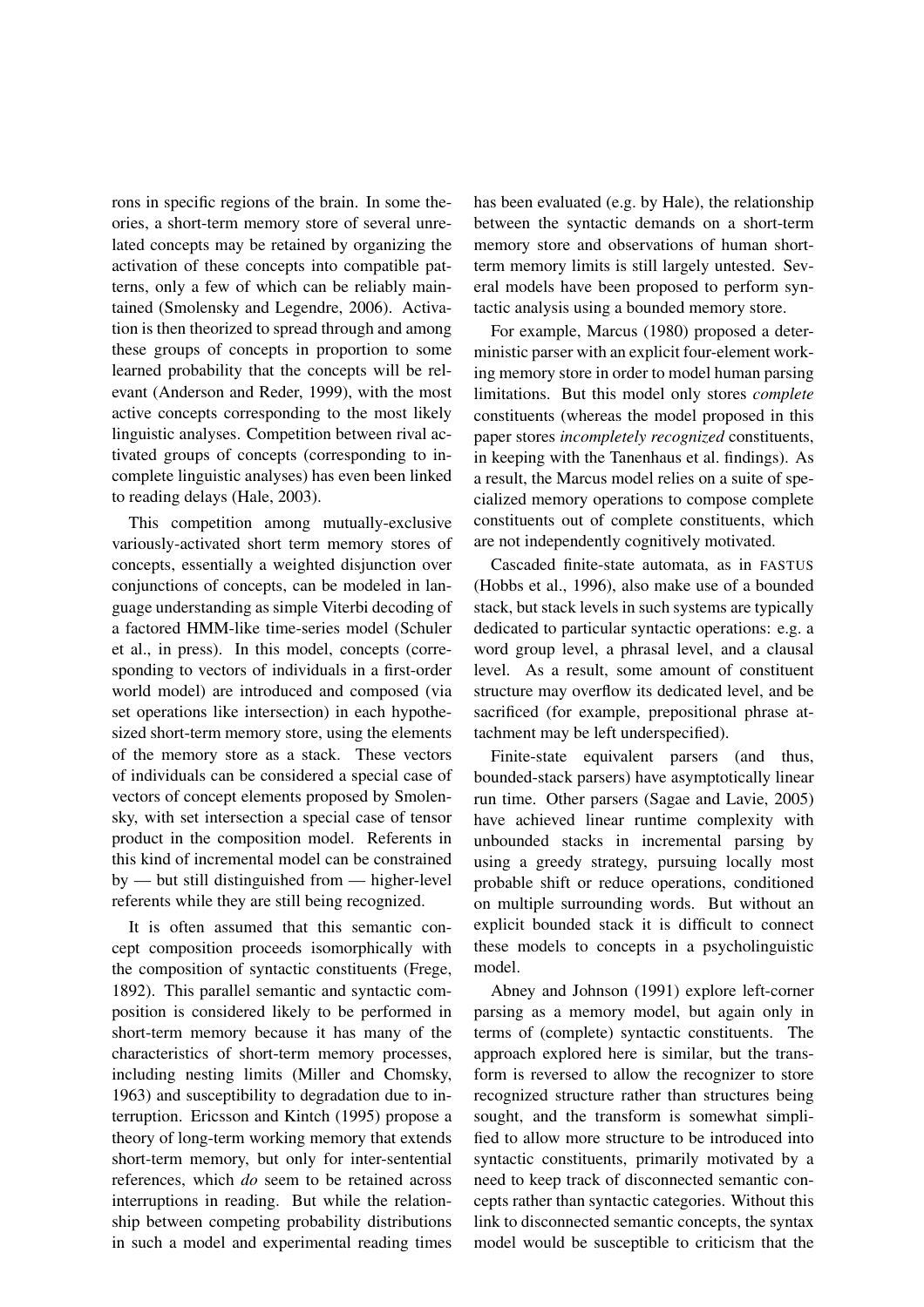rons in specific regions of the brain. In some theories, a short-term memory store of several unrelated concepts may be retained by organizing the activation of these concepts into compatible patterns, only a few of which can be reliably maintained (Smolensky and Legendre, 2006). Activation is then theorized to spread through and among these groups of concepts in proportion to some learned probability that the concepts will be relevant (Anderson and Reder, 1999), with the most active concepts corresponding to the most likely linguistic analyses. Competition between rival activated groups of concepts (corresponding to incomplete linguistic analyses) has even been linked to reading delays (Hale, 2003).

This competition among mutually-exclusive variously-activated short term memory stores of concepts, essentially a weighted disjunction over conjunctions of concepts, can be modeled in language understanding as simple Viterbi decoding of a factored HMM-like time-series model (Schuler et al., in press). In this model, concepts (corresponding to vectors of individuals in a first-order world model) are introduced and composed (via set operations like intersection) in each hypothesized short-term memory store, using the elements of the memory store as a stack. These vectors of individuals can be considered a special case of vectors of concept elements proposed by Smolensky, with set intersection a special case of tensor product in the composition model. Referents in this kind of incremental model can be constrained by — but still distinguished from — higher-level referents while they are still being recognized.

It is often assumed that this semantic concept composition proceeds isomorphically with the composition of syntactic constituents (Frege, 1892). This parallel semantic and syntactic composition is considered likely to be performed in short-term memory because it has many of the characteristics of short-term memory processes, including nesting limits (Miller and Chomsky, 1963) and susceptibility to degradation due to interruption. Ericsson and Kintch (1995) propose a theory of long-term working memory that extends short-term memory, but only for inter-sentential references, which *do* seem to be retained across interruptions in reading. But while the relationship between competing probability distributions in such a model and experimental reading times has been evaluated (e.g. by Hale), the relationship between the syntactic demands on a short-term memory store and observations of human short-term memory limits is still largely untested. Several models have been proposed to perform syntactic analysis using a bounded memory store.

For example, Marcus (1980) proposed a deterministic parser with an explicit four-element working memory store in order to model human parsing limitations. But this model only stores *complete* constituents (whereas the model proposed in this paper stores *incompletely recognized* constituents, in keeping with the Tanenhaus et al. findings). As a result, the Marcus model relies on a suite of specialized memory operations to compose complete constituents out of complete constituents, which are not independently cognitively motivated.

Cascaded finite-state automata, as in FASTUS (Hobbs et al., 1996), also make use of a bounded stack, but stack levels in such systems are typically dedicated to particular syntactic operations: e.g. a word group level, a phrasal level, and a clausal level. As a result, some amount of constituent structure may overflow its dedicated level, and be sacrificed (for example, prepositional phrase attachment may be left underspecified).

Finite-state equivalent parsers (and thus, bounded-stack parsers) have asymptotically linear run time. Other parsers (Sagae and Lavie, 2005) have achieved linear runtime complexity with unbounded stacks in incremental parsing by using a greedy strategy, pursuing locally most probable shift or reduce operations, conditioned on multiple surrounding words. But without an explicit bounded stack it is difficult to connect these models to concepts in a psycholinguistic model.

Abney and Johnson (1991) explore left-corner parsing as a memory model, but again only in terms of (complete) syntactic constituents. The approach explored here is similar, but the transform is reversed to allow the recognizer to store recognized structure rather than structures being sought, and the transform is somewhat simplified to allow more structure to be introduced into syntactic constituents, primarily motivated by a need to keep track of disconnected semantic concepts rather than syntactic categories. Without this link to disconnected semantic concepts, the syntax model would be susceptible to criticism that the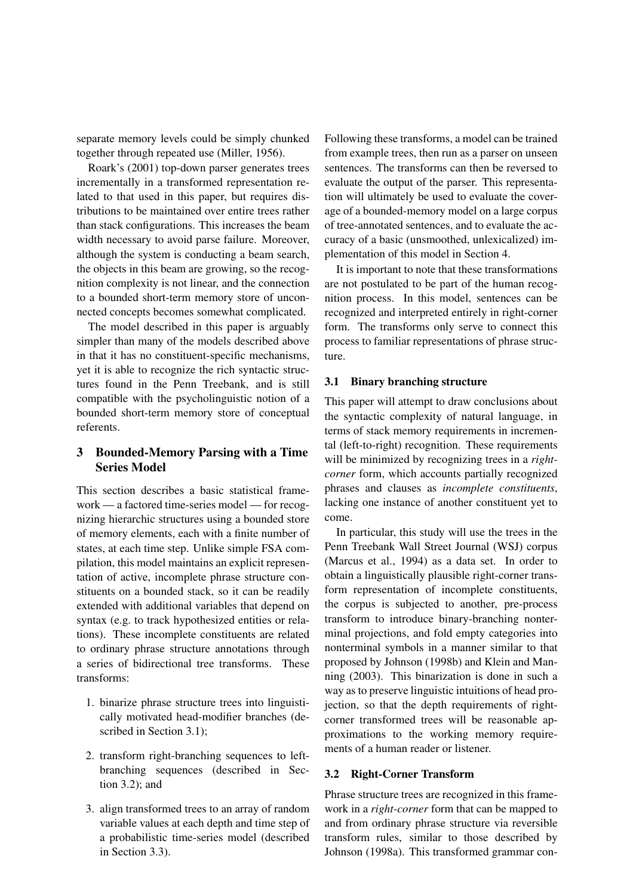separate memory levels could be simply chunked together through repeated use (Miller, 1956).

Roark's (2001) top-down parser generates trees incrementally in a transformed representation related to that used in this paper, but requires distributions to be maintained over entire trees rather than stack configurations. This increases the beam width necessary to avoid parse failure. Moreover, although the system is conducting a beam search, the objects in this beam are growing, so the recognition complexity is not linear, and the connection to a bounded short-term memory store of unconnected concepts becomes somewhat complicated.

The model described in this paper is arguably simpler than many of the models described above in that it has no constituent-specific mechanisms, yet it is able to recognize the rich syntactic structures found in the Penn Treebank, and is still compatible with the psycholinguistic notion of a bounded short-term memory store of conceptual referents.

## 3 Bounded-Memory Parsing with a Time Series Model

This section describes a basic statistical framework — a factored time-series model — for recognizing hierarchic structures using a bounded store of memory elements, each with a finite number of states, at each time step. Unlike simple FSA compilation, this model maintains an explicit representation of active, incomplete phrase structure constituents on a bounded stack, so it can be readily extended with additional variables that depend on syntax (e.g. to track hypothesized entities or relations). These incomplete constituents are related to ordinary phrase structure annotations through a series of bidirectional tree transforms. These transforms:

1. binarize phrase structure trees into linguistically motivated head-modifier branches (described in Section 3.1);
2. transform right-branching sequences to left-branching sequences (described in Section 3.2); and
3. align transformed trees to an array of random variable values at each depth and time step of a probabilistic time-series model (described in Section 3.3).

Following these transforms, a model can be trained from example trees, then run as a parser on unseen sentences. The transforms can then be reversed to evaluate the output of the parser. This representation will ultimately be used to evaluate the coverage of a bounded-memory model on a large corpus of tree-annotated sentences, and to evaluate the accuracy of a basic (unsmoothed, unlexicalized) implementation of this model in Section 4.

It is important to note that these transformations are not postulated to be part of the human recognition process. In this model, sentences can be recognized and interpreted entirely in right-corner form. The transforms only serve to connect this process to familiar representations of phrase structure.

### 3.1 Binary branching structure

This paper will attempt to draw conclusions about the syntactic complexity of natural language, in terms of stack memory requirements in incremental (left-to-right) recognition. These requirements will be minimized by recognizing trees in a *right-corner* form, which accounts partially recognized phrases and clauses as *incomplete constituents*, lacking one instance of another constituent yet to come.

In particular, this study will use the trees in the Penn Treebank Wall Street Journal (WSJ) corpus (Marcus et al., 1994) as a data set. In order to obtain a linguistically plausible right-corner transform representation of incomplete constituents, the corpus is subjected to another, pre-process transform to introduce binary-branching nonterminal projections, and fold empty categories into nonterminal symbols in a manner similar to that proposed by Johnson (1998b) and Klein and Manning (2003). This binarization is done in such a way as to preserve linguistic intuitions of head projection, so that the depth requirements of right-corner transformed trees will be reasonable approximations to the working memory requirements of a human reader or listener.

### 3.2 Right-Corner Transform

Phrase structure trees are recognized in this framework in a *right-corner* form that can be mapped to and from ordinary phrase structure via reversible transform rules, similar to those described by Johnson (1998a). This transformed grammar con-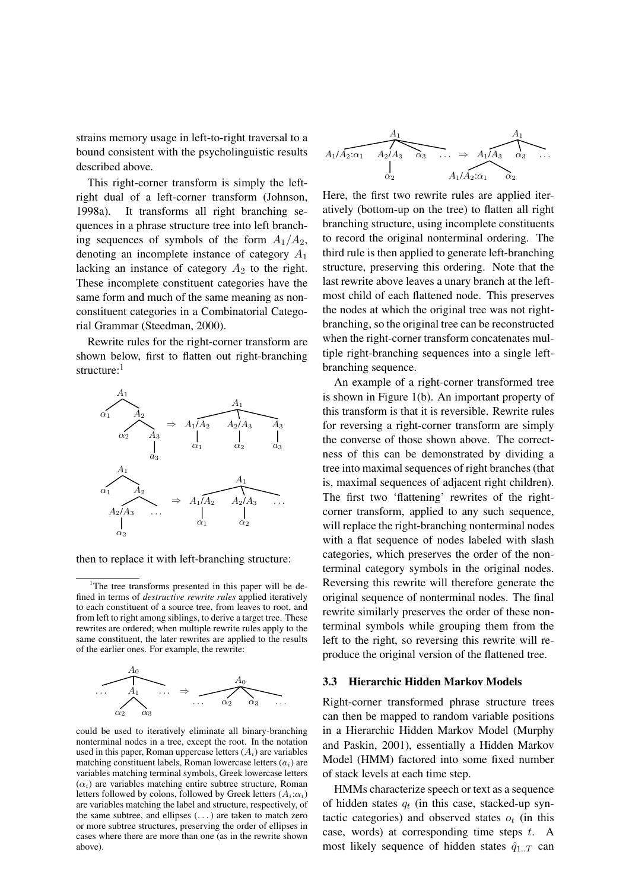strains memory usage in left-to-right traversal to a bound consistent with the psycholinguistic results described above.

This right-corner transform is simply the left-right dual of a left-corner transform (Johnson, 1998a). It transforms all right branching sequences in a phrase structure tree into left branching sequences of symbols of the form $A_1/A_2$, denoting an incomplete instance of category $A_1$ lacking an instance of category $A_2$ to the right. These incomplete constituent categories have the same form and much of the same meaning as non-constituent categories in a Combinatorial Categorial Grammar (Steedman, 2000).

Rewrite rules for the right-corner transform are shown below, first to flatten out right-branching structure:[1]

$$[_{A_1}\ \alpha_1\ [_{A_2}\ \alpha_2\ [_{A_3}\ a_3]]] \Rightarrow [_{A_1}\ [_{A_1/A_2}\ \alpha_1]\ [_{A_2/A_3}\ \alpha_2]\ [_{A_3}\ a_3]]$$

$$[_{A_1}\ \alpha_1\ [_{A_2}\ [_{A_2/A_3}\ \alpha_2]\ \ldots]] \Rightarrow [_{A_1}\ [_{A_1/A_2}\ \alpha_1]\ [_{A_2/A_3}\ \alpha_2]\ \ldots]$$

then to replace it with left-branching structure:

$$[_{A_1}\ A_1/A_2{:}\alpha_1\ [_{A_2/A_3}\ \alpha_2]\ \alpha_3\ \ldots] \Rightarrow [_{A_1}\ [_{A_1/A_3}\ A_1/A_2{:}\alpha_1\ \alpha_2]\ \alpha_3\ \ldots]$$

Here, the first two rewrite rules are applied iteratively (bottom-up on the tree) to flatten all right branching structure, using incomplete constituents to record the original nonterminal ordering. The third rule is then applied to generate left-branching structure, preserving this ordering. Note that the last rewrite above leaves a unary branch at the leftmost child of each flattened node. This preserves the nodes at which the original tree was not right-branching, so the original tree can be reconstructed when the right-corner transform concatenates multiple right-branching sequences into a single left-branching sequence.

An example of a right-corner transformed tree is shown in Figure 1(b). An important property of this transform is that it is reversible. Rewrite rules for reversing a right-corner transform are simply the converse of those shown above. The correctness of this can be demonstrated by dividing a tree into maximal sequences of right branches (that is, maximal sequences of adjacent right children). The first two 'flattening' rewrites of the right-corner transform, applied to any such sequence, will replace the right-branching nonterminal nodes with a flat sequence of nodes labeled with slash categories, which preserves the order of the nonterminal category symbols in the original nodes. Reversing this rewrite will therefore generate the original sequence of nonterminal nodes. The final rewrite similarly preserves the order of these nonterminal symbols while grouping them from the left to the right, so reversing this rewrite will reproduce the original version of the flattened tree.

### 3.3 Hierarchic Hidden Markov Models

Right-corner transformed phrase structure trees can then be mapped to random variable positions in a Hierarchic Hidden Markov Model (Murphy and Paskin, 2001), essentially a Hidden Markov Model (HMM) factored into some fixed number of stack levels at each time step.

HMMs characterize speech or text as a sequence of hidden states $q_t$ (in this case, stacked-up syntactic categories) and observed states $o_t$ (in this case, words) at corresponding time steps $t$. A most likely sequence of hidden states $\hat{q}_{1..T}$ can

---

[1] The tree transforms presented in this paper will be defined in terms of *destructive rewrite rules* applied iteratively to each constituent of a source tree, from leaves to root, and from left to right among siblings, to derive a target tree. These rewrites are ordered; when multiple rewrite rules apply to the same constituent, the later rewrites are applied to the results of the earlier ones. For example, the rewrite:

$$[_{A_0}\ \ldots\ [_{A_1}\ \alpha_2\ \alpha_3]\ \ldots] \Rightarrow [_{A_0}\ \ldots\ \alpha_2\ \alpha_3\ \ldots]$$

could be used to iteratively eliminate all binary-branching nonterminal nodes in a tree, except the root. In the notation used in this paper, Roman uppercase letters ($A_i$) are variables matching constituent labels, Roman lowercase letters ($a_i$) are variables matching terminal symbols, Greek lowercase letters ($\alpha_i$) are variables matching entire subtree structure, Roman letters followed by colons, followed by Greek letters ($A_i{:}\alpha_i$) are variables matching the label and structure, respectively, of the same subtree, and ellipses ($\ldots$) are taken to match zero or more subtree structures, preserving the order of ellipses in cases where there are more than one (as in the rewrite shown above).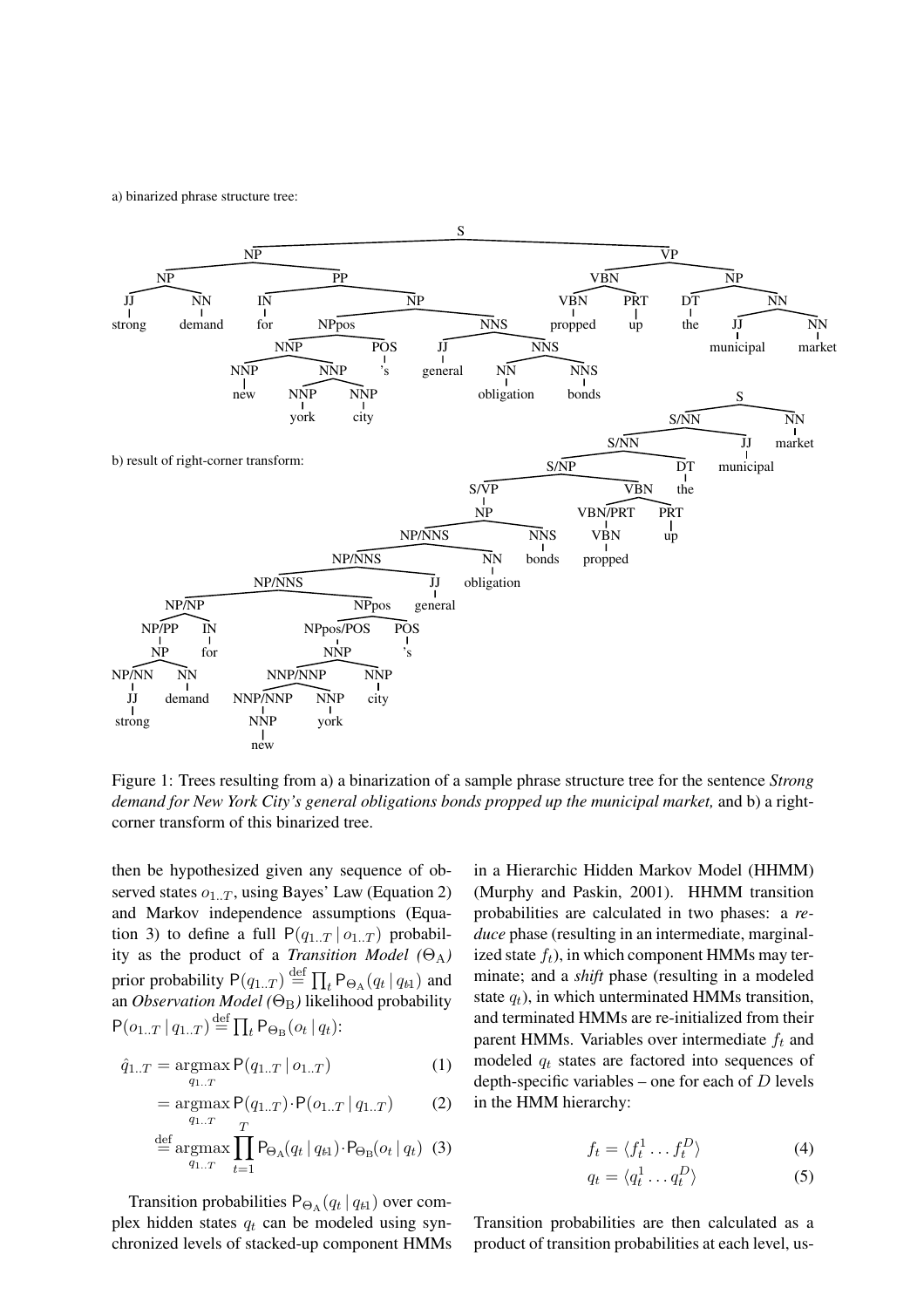a) binarized phrase structure tree:

b) result of right-corner transform:

Figure 1: Trees resulting from a) a binarization of a sample phrase structure tree for the sentence *Strong demand for New York City's general obligations bonds propped up the municipal market,* and b) a right-corner transform of this binarized tree.

then be hypothesized given any sequence of observed states $o_{1..T}$, using Bayes' Law (Equation 2) and Markov independence assumptions (Equation 3) to define a full $\mathsf{P}(q_{1..T} \mid o_{1..T})$ probability as the product of a *Transition Model* ($\Theta_{\rm A}$) prior probability $\mathsf{P}(q_{1..T}) \stackrel{\rm def}{=} \prod_t \mathsf{P}_{\Theta_{\rm A}}(q_t \mid q_{t\text{-}1})$ and an *Observation Model* ($\Theta_{\rm B}$) likelihood probability $\mathsf{P}(o_{1..T} \mid q_{1..T}) \stackrel{\rm def}{=} \prod_t \mathsf{P}_{\Theta_{\rm B}}(o_t \mid q_t)$:

$$\hat{q}_{1..T} = \underset{q_{1..T}}{\operatorname{argmax}}\, \mathsf{P}(q_{1..T} \mid o_{1..T}) \tag{1}$$

$$= \underset{q_{1..T}}{\operatorname{argmax}}\, \mathsf{P}(q_{1..T}) \cdot \mathsf{P}(o_{1..T} \mid q_{1..T}) \tag{2}$$

$$\stackrel{\rm def}{=} \underset{q_{1..T}}{\operatorname{argmax}} \prod_{t=1}^{T} \mathsf{P}_{\Theta_{\rm A}}(q_t \mid q_{t\text{-}1}) \cdot \mathsf{P}_{\Theta_{\rm B}}(o_t \mid q_t) \tag{3}$$

Transition probabilities $\mathsf{P}_{\Theta_{\rm A}}(q_t \mid q_{t\text{-}1})$ over complex hidden states $q_t$ can be modeled using synchronized levels of stacked-up component HMMs in a Hierarchic Hidden Markov Model (HHMM) (Murphy and Paskin, 2001). HHMM transition probabilities are calculated in two phases: a *reduce* phase (resulting in an intermediate, marginalized state $f_t$), in which component HMMs may terminate; and a *shift* phase (resulting in a modeled state $q_t$), in which unterminated HMMs transition, and terminated HMMs are re-initialized from their parent HMMs. Variables over intermediate $f_t$ and modeled $q_t$ states are factored into sequences of depth-specific variables – one for each of $D$ levels in the HMM hierarchy:

$$f_t = \langle f_t^1 \dots f_t^D \rangle \tag{4}$$

$$q_t = \langle q_t^1 \dots q_t^D \rangle \tag{5}$$

Transition probabilities are then calculated as a product of transition probabilities at each level, us-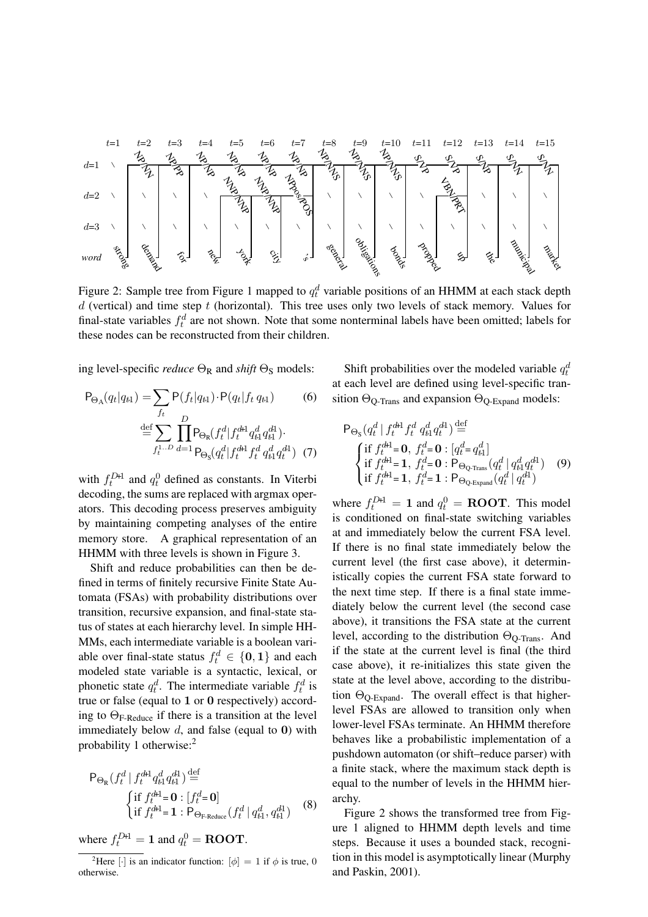Figure 2: Sample tree from Figure 1 mapped to $q_t^d$ variable positions of an HHMM at each stack depth $d$ (vertical) and time step $t$ (horizontal). This tree uses only two levels of stack memory. Values for final-state variables $f_t^d$ are not shown. Note that some nonterminal labels have been omitted; labels for these nodes can be reconstructed from their children.

ing level-specific *reduce* $\Theta_R$ and *shift* $\Theta_S$ models:

$$\mathsf{P}_{\Theta_A}(q_t|q_{t-1}) = \sum_{f_t} \mathsf{P}(f_t|q_{t-1}) \cdot \mathsf{P}(q_t|f_t\, q_{t-1}) \quad (6)$$

$$\stackrel{\text{def}}{=} \sum_{f_t^{1..D}} \prod_{d=1}^{D} \mathsf{P}_{\Theta_R}(f_t^d|f_t^{d+1} q_{t-1}^d q_{t-1}^{d-1}) \cdot \mathsf{P}_{\Theta_S}(q_t^d|f_t^{d+1} f_t^d\, q_{t-1}^d q_t^{d-1}) \quad (7)$$

with $f_t^{D+1}$ and $q_t^0$ defined as constants. In Viterbi decoding, the sums are replaced with argmax operators. This decoding process preserves ambiguity by maintaining competing analyses of the entire memory store. A graphical representation of an HHMM with three levels is shown in Figure 3.

Shift and reduce probabilities can then be defined in terms of finitely recursive Finite State Automata (FSAs) with probability distributions over transition, recursive expansion, and final-state status of states at each hierarchy level. In simple HHMMs, each intermediate variable is a boolean variable over final-state status $f_t^d \in \{\mathbf{0}, \mathbf{1}\}$ and each modeled state variable is a syntactic, lexical, or phonetic state $q_t^d$. The intermediate variable $f_t^d$ is true or false (equal to $\mathbf{1}$ or $\mathbf{0}$ respectively) according to $\Theta_{\text{F-Reduce}}$ if there is a transition at the level immediately below $d$, and false (equal to $\mathbf{0}$) with probability 1 otherwise:[2]

$$\mathsf{P}_{\Theta_R}(f_t^d \mid f_t^{d+1} q_{t-1}^d q_{t-1}^{d-1}) \stackrel{\text{def}}{=} \begin{cases} \text{if } f_t^{d+1} = \mathbf{0} : [f_t^d = \mathbf{0}] \\ \text{if } f_t^{d+1} = \mathbf{1} : \mathsf{P}_{\Theta_{\text{F-Reduce}}}(f_t^d \mid q_{t-1}^d, q_{t-1}^{d-1}) \end{cases} \quad (8)$$

where $f_t^{D+1} = \mathbf{1}$ and $q_t^0 = \mathbf{ROOT}$.

Shift probabilities over the modeled variable $q_t^d$ at each level are defined using level-specific transition $\Theta_{\text{Q-Trans}}$ and expansion $\Theta_{\text{Q-Expand}}$ models:

$$\mathsf{P}_{\Theta_S}(q_t^d \mid f_t^{d+1} f_t^d\, q_{t-1}^d q_t^{d-1}) \stackrel{\text{def}}{=} \begin{cases} \text{if } f_t^{d+1} = \mathbf{0},\ f_t^d = \mathbf{0} : [q_t^d = q_{t-1}^d] \\ \text{if } f_t^{d+1} = \mathbf{1},\ f_t^d = \mathbf{0} : \mathsf{P}_{\Theta_{\text{Q-Trans}}}(q_t^d \mid q_{t-1}^d q_t^{d-1}) \\ \text{if } f_t^{d+1} = \mathbf{1},\ f_t^d = \mathbf{1} : \mathsf{P}_{\Theta_{\text{Q-Expand}}}(q_t^d \mid q_t^{d-1}) \end{cases} \quad (9)$$

where $f_t^{D+1} = \mathbf{1}$ and $q_t^0 = \mathbf{ROOT}$. This model is conditioned on final-state switching variables at and immediately below the current FSA level. If there is no final state immediately below the current level (the first case above), it deterministically copies the current FSA state forward to the next time step. If there is a final state immediately below the current level (the second case above), it transitions the FSA state at the current level, according to the distribution $\Theta_{\text{Q-Trans}}$. And if the state at the current level is final (the third case above), it re-initializes this state given the state at the level above, according to the distribution $\Theta_{\text{Q-Expand}}$. The overall effect is that higher-level FSAs are allowed to transition only when lower-level FSAs terminate. An HHMM therefore behaves like a probabilistic implementation of a pushdown automaton (or shift–reduce parser) with a finite stack, where the maximum stack depth is equal to the number of levels in the HHMM hierarchy.

Figure 2 shows the transformed tree from Figure 1 aligned to HHMM depth levels and time steps. Because it uses a bounded stack, recognition in this model is asymptotically linear (Murphy and Paskin, 2001).

[2] Here $[\cdot]$ is an indicator function: $[\phi] = 1$ if $\phi$ is true, 0 otherwise.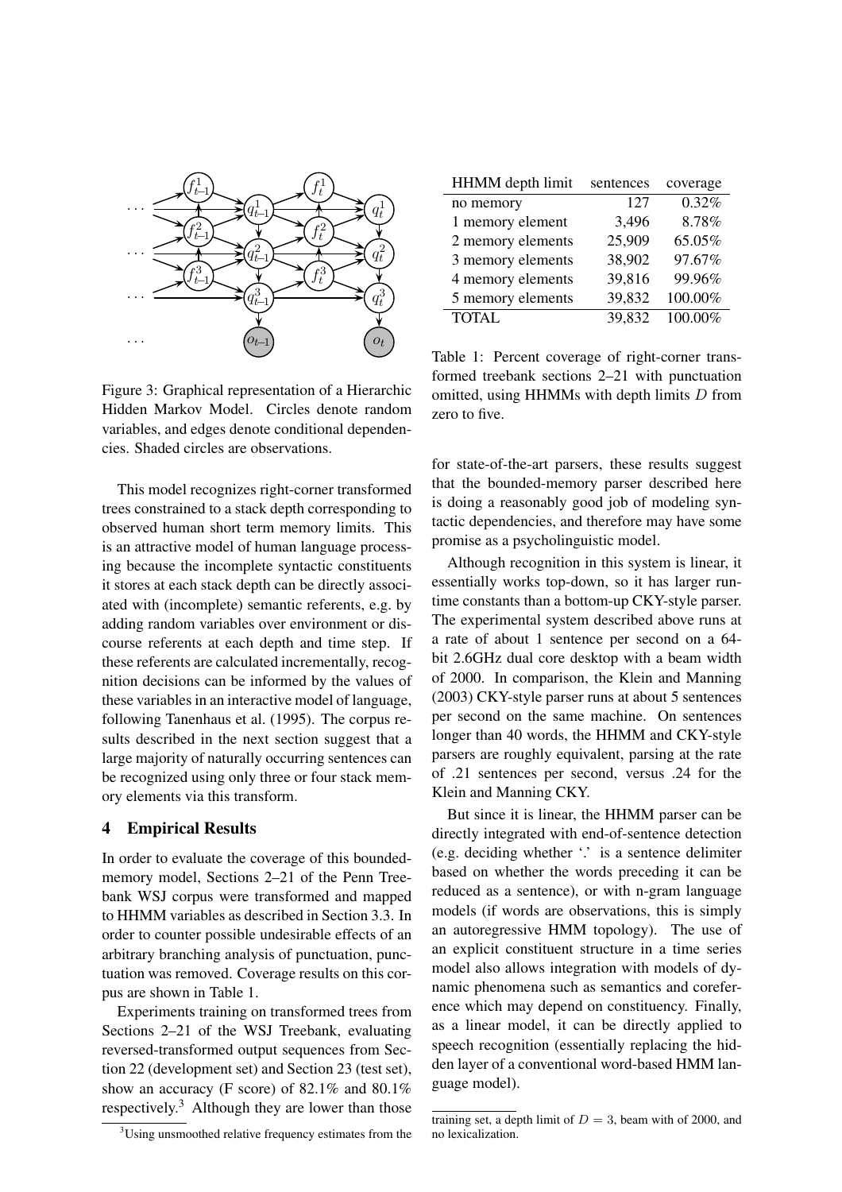Figure 3: Graphical representation of a Hierarchic Hidden Markov Model. Circles denote random variables, and edges denote conditional dependencies. Shaded circles are observations.

This model recognizes right-corner transformed trees constrained to a stack depth corresponding to observed human short term memory limits. This is an attractive model of human language processing because the incomplete syntactic constituents it stores at each stack depth can be directly associated with (incomplete) semantic referents, e.g. by adding random variables over environment or discourse referents at each depth and time step. If these referents are calculated incrementally, recognition decisions can be informed by the values of these variables in an interactive model of language, following Tanenhaus et al. (1995). The corpus results described in the next section suggest that a large majority of naturally occurring sentences can be recognized using only three or four stack memory elements via this transform.

## 4 Empirical Results

In order to evaluate the coverage of this bounded-memory model, Sections 2–21 of the Penn Treebank WSJ corpus were transformed and mapped to HHMM variables as described in Section 3.3. In order to counter possible undesirable effects of an arbitrary branching analysis of punctuation, punctuation was removed. Coverage results on this corpus are shown in Table 1.

| HHMM depth limit | sentences | coverage |
|---|---|---|
| no memory | 127 | 0.32% |
| 1 memory element | 3,496 | 8.78% |
| 2 memory elements | 25,909 | 65.05% |
| 3 memory elements | 38,902 | 97.67% |
| 4 memory elements | 39,816 | 99.96% |
| 5 memory elements | 39,832 | 100.00% |
| TOTAL | 39,832 | 100.00% |

Table 1: Percent coverage of right-corner transformed treebank sections 2–21 with punctuation omitted, using HHMMs with depth limits $D$ from zero to five.

Experiments training on transformed trees from Sections 2–21 of the WSJ Treebank, evaluating reversed-transformed output sequences from Section 22 (development set) and Section 23 (test set), show an accuracy (F score) of 82.1% and 80.1% respectively.[3] Although they are lower than those for state-of-the-art parsers, these results suggest that the bounded-memory parser described here is doing a reasonably good job of modeling syntactic dependencies, and therefore may have some promise as a psycholinguistic model.

Although recognition in this system is linear, it essentially works top-down, so it has larger runtime constants than a bottom-up CKY-style parser. The experimental system described above runs at a rate of about 1 sentence per second on a 64-bit 2.6GHz dual core desktop with a beam width of 2000. In comparison, the Klein and Manning (2003) CKY-style parser runs at about 5 sentences per second on the same machine. On sentences longer than 40 words, the HHMM and CKY-style parsers are roughly equivalent, parsing at the rate of .21 sentences per second, versus .24 for the Klein and Manning CKY.

But since it is linear, the HHMM parser can be directly integrated with end-of-sentence detection (e.g. deciding whether '.' is a sentence delimiter based on whether the words preceding it can be reduced as a sentence), or with n-gram language models (if words are observations, this is simply an autoregressive HMM topology). The use of an explicit constituent structure in a time series model also allows integration with models of dynamic phenomena such as semantics and coreference which may depend on constituency. Finally, as a linear model, it can be directly applied to speech recognition (essentially replacing the hidden layer of a conventional word-based HMM language model).

[3] Using unsmoothed relative frequency estimates from the training set, a depth limit of $D = 3$, beam with of 2000, and no lexicalization.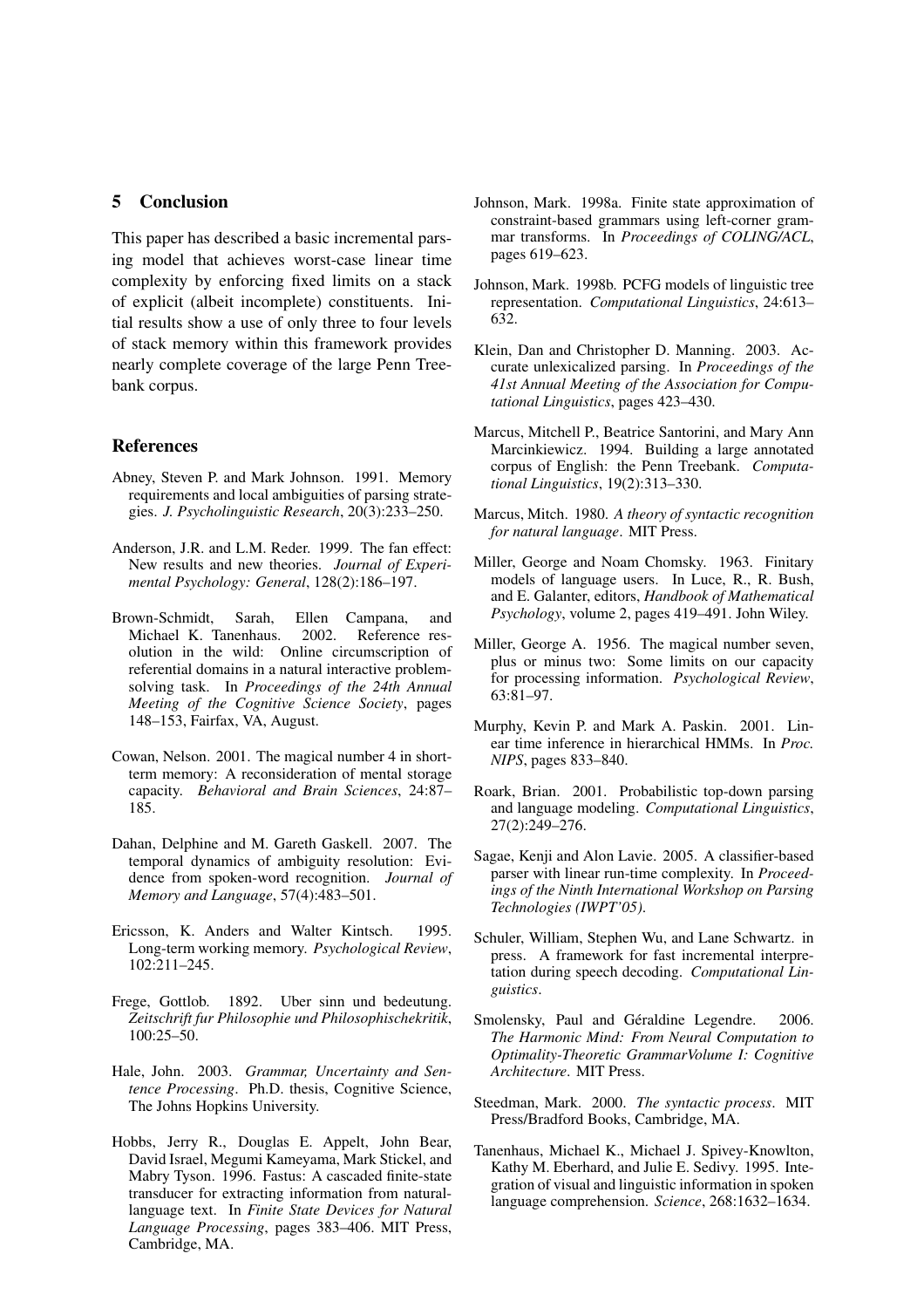## 5 Conclusion

This paper has described a basic incremental parsing model that achieves worst-case linear time complexity by enforcing fixed limits on a stack of explicit (albeit incomplete) constituents. Initial results show a use of only three to four levels of stack memory within this framework provides nearly complete coverage of the large Penn Treebank corpus.

## References

Abney, Steven P. and Mark Johnson. 1991. Memory requirements and local ambiguities of parsing strategies. *J. Psycholinguistic Research*, 20(3):233–250.

Anderson, J.R. and L.M. Reder. 1999. The fan effect: New results and new theories. *Journal of Experimental Psychology: General*, 128(2):186–197.

Brown-Schmidt, Sarah, Ellen Campana, and Michael K. Tanenhaus. 2002. Reference resolution in the wild: Online circumscription of referential domains in a natural interactive problem-solving task. In *Proceedings of the 24th Annual Meeting of the Cognitive Science Society*, pages 148–153, Fairfax, VA, August.

Cowan, Nelson. 2001. The magical number 4 in short-term memory: A reconsideration of mental storage capacity. *Behavioral and Brain Sciences*, 24:87–185.

Dahan, Delphine and M. Gareth Gaskell. 2007. The temporal dynamics of ambiguity resolution: Evidence from spoken-word recognition. *Journal of Memory and Language*, 57(4):483–501.

Ericsson, K. Anders and Walter Kintsch. 1995. Long-term working memory. *Psychological Review*, 102:211–245.

Frege, Gottlob. 1892. Uber sinn und bedeutung. *Zeitschrift fur Philosophie und Philosophischekritik*, 100:25–50.

Hale, John. 2003. *Grammar, Uncertainty and Sentence Processing*. Ph.D. thesis, Cognitive Science, The Johns Hopkins University.

Hobbs, Jerry R., Douglas E. Appelt, John Bear, David Israel, Megumi Kameyama, Mark Stickel, and Mabry Tyson. 1996. Fastus: A cascaded finite-state transducer for extracting information from natural-language text. In *Finite State Devices for Natural Language Processing*, pages 383–406. MIT Press, Cambridge, MA.

Johnson, Mark. 1998a. Finite state approximation of constraint-based grammars using left-corner grammar transforms. In *Proceedings of COLING/ACL*, pages 619–623.

Johnson, Mark. 1998b. PCFG models of linguistic tree representation. *Computational Linguistics*, 24:613–632.

Klein, Dan and Christopher D. Manning. 2003. Accurate unlexicalized parsing. In *Proceedings of the 41st Annual Meeting of the Association for Computational Linguistics*, pages 423–430.

Marcus, Mitchell P., Beatrice Santorini, and Mary Ann Marcinkiewicz. 1994. Building a large annotated corpus of English: the Penn Treebank. *Computational Linguistics*, 19(2):313–330.

Marcus, Mitch. 1980. *A theory of syntactic recognition for natural language*. MIT Press.

Miller, George and Noam Chomsky. 1963. Finitary models of language users. In Luce, R., R. Bush, and E. Galanter, editors, *Handbook of Mathematical Psychology*, volume 2, pages 419–491. John Wiley.

Miller, George A. 1956. The magical number seven, plus or minus two: Some limits on our capacity for processing information. *Psychological Review*, 63:81–97.

Murphy, Kevin P. and Mark A. Paskin. 2001. Linear time inference in hierarchical HMMs. In *Proc. NIPS*, pages 833–840.

Roark, Brian. 2001. Probabilistic top-down parsing and language modeling. *Computational Linguistics*, 27(2):249–276.

Sagae, Kenji and Alon Lavie. 2005. A classifier-based parser with linear run-time complexity. In *Proceedings of the Ninth International Workshop on Parsing Technologies (IWPT'05)*.

Schuler, William, Stephen Wu, and Lane Schwartz. in press. A framework for fast incremental interpretation during speech decoding. *Computational Linguistics*.

Smolensky, Paul and Géraldine Legendre. 2006. *The Harmonic Mind: From Neural Computation to Optimality-Theoretic GrammarVolume I: Cognitive Architecture*. MIT Press.

Steedman, Mark. 2000. *The syntactic process*. MIT Press/Bradford Books, Cambridge, MA.

Tanenhaus, Michael K., Michael J. Spivey-Knowlton, Kathy M. Eberhard, and Julie E. Sedivy. 1995. Integration of visual and linguistic information in spoken language comprehension. *Science*, 268:1632–1634.